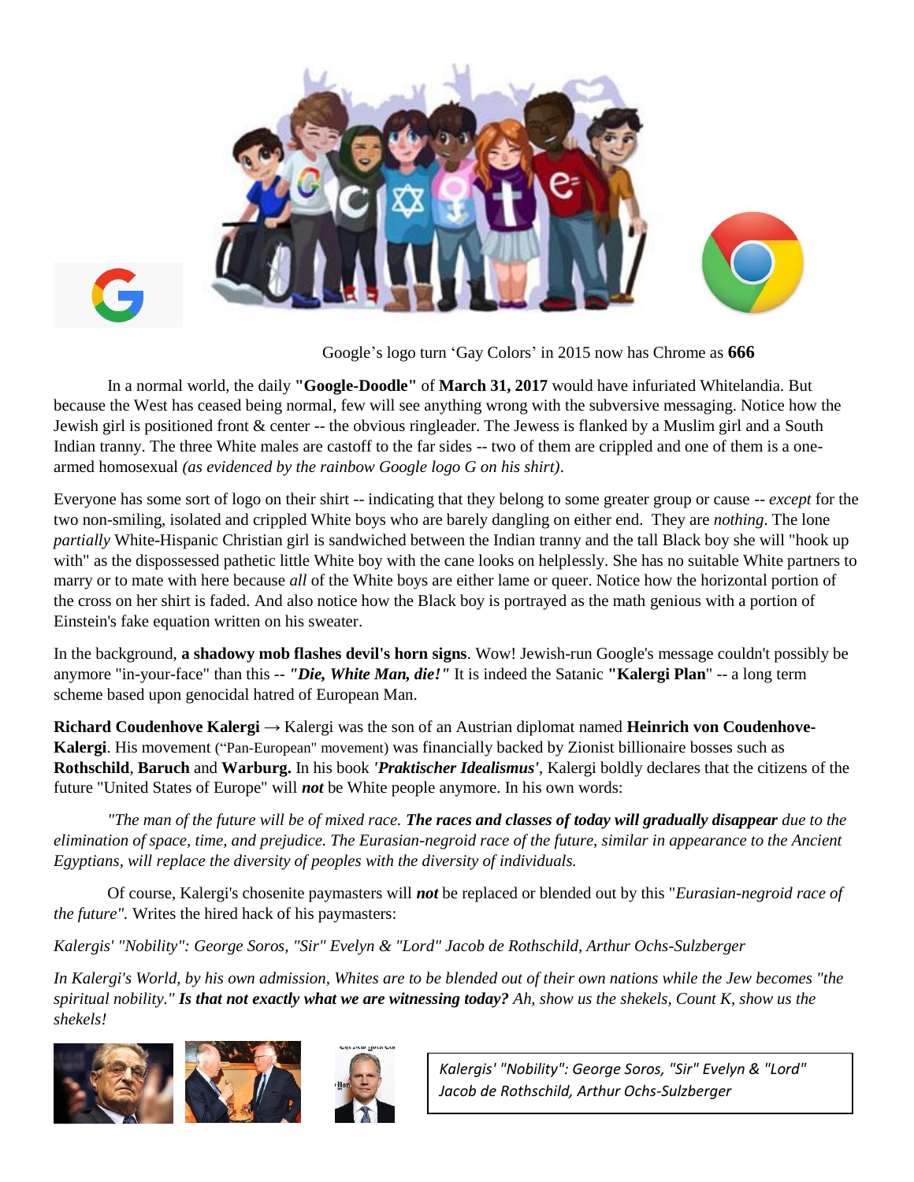Google's logo turn 'Gay Colors' in 2015 now has Chrome as **666**

In a normal world, the daily **"Google-Doodle"** of **March 31, 2017** would have infuriated Whitelandia. But because the West has ceased being normal, few will see anything wrong with the subversive messaging. Notice how the Jewish girl is positioned front & center -- the obvious ringleader. The Jewess is flanked by a Muslim girl and a South Indian tranny. The three White males are castoff to the far sides -- two of them are crippled and one of them is a one-armed homosexual *(as evidenced by the rainbow Google logo G on his shirt)*.

Everyone has some sort of logo on their shirt -- indicating that they belong to some greater group or cause -- *except* for the two non-smiling, isolated and crippled White boys who are barely dangling on either end. They are *nothing*. The lone *partially* White-Hispanic Christian girl is sandwiched between the Indian tranny and the tall Black boy she will "hook up with" as the dispossessed pathetic little White boy with the cane looks on helplessly. She has no suitable White partners to marry or to mate with here because *all* of the White boys are either lame or queer. Notice how the horizontal portion of the cross on her shirt is faded. And also notice how the Black boy is portrayed as the math genious with a portion of Einstein's fake equation written on his sweater.

In the background, **a shadowy mob flashes devil's horn signs**. Wow! Jewish-run Google's message couldn't possibly be anymore "in-your-face" than this -- ***"Die, White Man, die!"*** It is indeed the Satanic **"Kalergi Plan"** -- a long term scheme based upon genocidal hatred of European Man.

**Richard Coudenhove Kalergi** → Kalergi was the son of an Austrian diplomat named **Heinrich von Coudenhove-Kalergi**. His movement ("Pan-European" movement) was financially backed by Zionist billionaire bosses such as **Rothschild**, **Baruch** and **Warburg.** In his book ***'Praktischer Idealismus'***, Kalergi boldly declares that the citizens of the future "United States of Europe" will ***not*** be White people anymore. In his own words:

*"The man of the future will be of mixed race.* ***The races and classes of today will gradually disappear*** *due to the elimination of space, time, and prejudice. The Eurasian-negroid race of the future, similar in appearance to the Ancient Egyptians, will replace the diversity of peoples with the diversity of individuals.*

Of course, Kalergi's chosenite paymasters will ***not*** be replaced or blended out by this "*Eurasian-negroid race of the future"*. Writes the hired hack of his paymasters:

*Kalergis' "Nobility": George Soros, "Sir" Evelyn & "Lord" Jacob de Rothschild, Arthur Ochs-Sulzberger*

*In Kalergi's World, by his own admission, Whites are to be blended out of their own nations while the Jew becomes "the spiritual nobility."* ***Is that not exactly what we are witnessing today?*** *Ah, show us the shekels, Count K, show us the shekels!*

*Kalergis' "Nobility": George Soros, "Sir" Evelyn & "Lord" Jacob de Rothschild, Arthur Ochs-Sulzberger*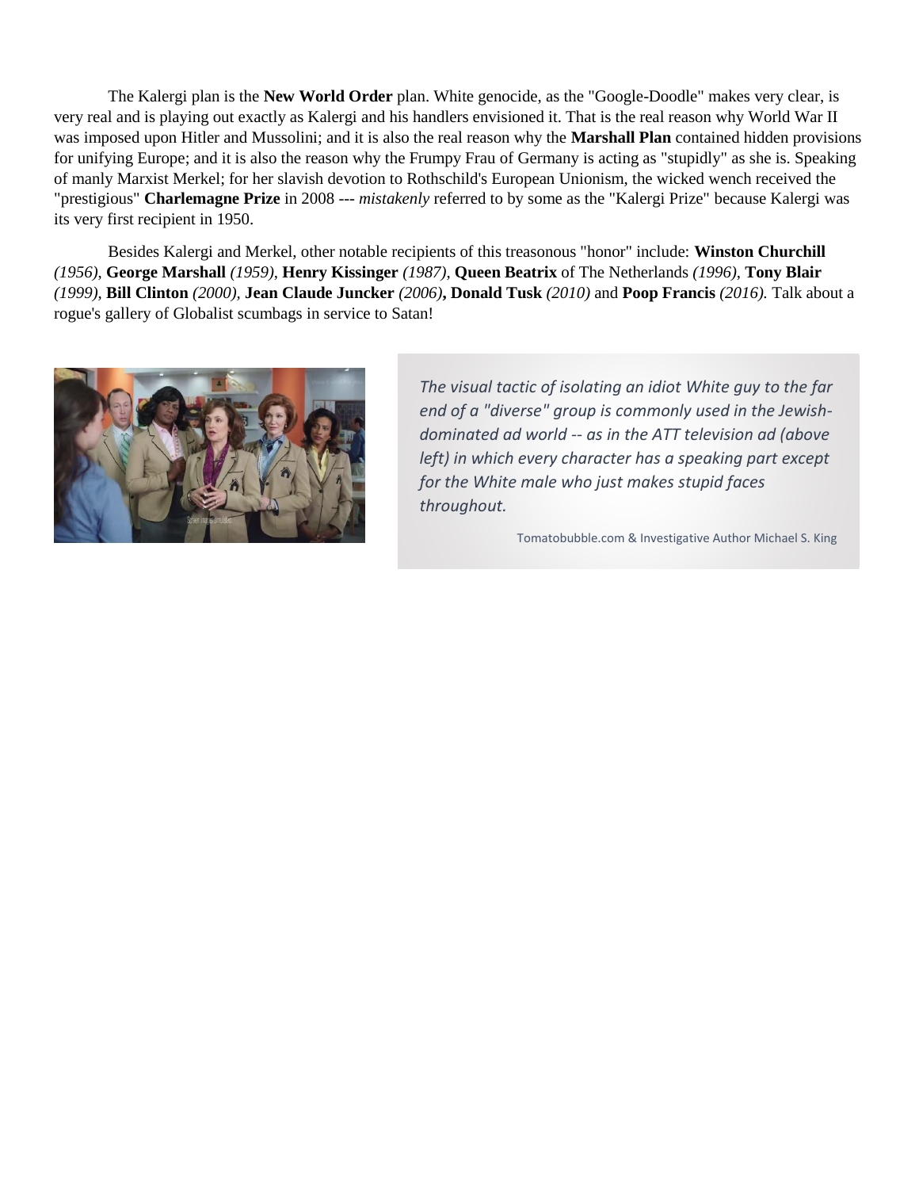The Kalergi plan is the **New World Order** plan. White genocide, as the "Google-Doodle" makes very clear, is very real and is playing out exactly as Kalergi and his handlers envisioned it. That is the real reason why World War II was imposed upon Hitler and Mussolini; and it is also the real reason why the **Marshall Plan** contained hidden provisions for unifying Europe; and it is also the reason why the Frumpy Frau of Germany is acting as "stupidly" as she is. Speaking of manly Marxist Merkel; for her slavish devotion to Rothschild's European Unionism, the wicked wench received the "prestigious" **Charlemagne Prize** in 2008 --- *mistakenly* referred to by some as the "Kalergi Prize" because Kalergi was its very first recipient in 1950.

Besides Kalergi and Merkel, other notable recipients of this treasonous "honor" include: **Winston Churchill** *(1956)*, **George Marshall** *(1959)*, **Henry Kissinger** *(1987)*, **Queen Beatrix** of The Netherlands *(1996)*, **Tony Blair** *(1999)*, **Bill Clinton** *(2000)*, **Jean Claude Juncker** *(2006)*, **Donald Tusk** *(2010)* and **Poop Francis** *(2016)*. Talk about a rogue's gallery of Globalist scumbags in service to Satan!

*The visual tactic of isolating an idiot White guy to the far end of a "diverse" group is commonly used in the Jewish-dominated ad world -- as in the ATT television ad (above left) in which every character has a speaking part except for the White male who just makes stupid faces throughout.*

Tomatobubble.com & Investigative Author Michael S. King